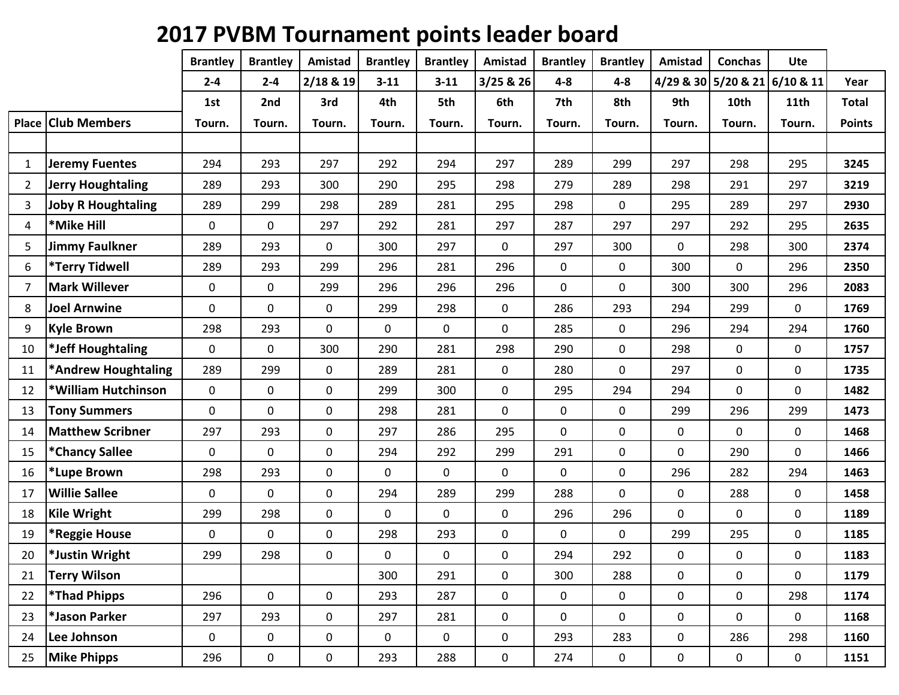# 2017 PVBM Tournament points leader board

| Place | Club Members | Brantley 2-4 1st Tourn. | Brantley 2-4 2nd Tourn. | Amistad 2/18 & 19 3rd Tourn. | Brantley 3-11 4th Tourn. | Brantley 3-11 5th Tourn. | Amistad 3/25 & 26 6th Tourn. | Brantley 4-8 7th Tourn. | Brantley 4-8 8th Tourn. | Amistad 4/29 & 30 9th Tourn. | Conchas 5/20 & 21 10th Tourn. | Ute 6/10 & 11 11th Tourn. | Year Total Points |
|---|---|---|---|---|---|---|---|---|---|---|---|---|---|
| | | | | | | | | | | | | | |
| 1 | **Jeremy Fuentes** | 294 | 293 | 297 | 292 | 294 | 297 | 289 | 299 | 297 | 298 | 295 | **3245** |
| 2 | **Jerry Houghtaling** | 289 | 293 | 300 | 290 | 295 | 298 | 279 | 289 | 298 | 291 | 297 | **3219** |
| 3 | **Joby R Houghtaling** | 289 | 299 | 298 | 289 | 281 | 295 | 298 | 0 | 295 | 289 | 297 | **2930** |
| 4 | ***Mike Hill** | 0 | 0 | 297 | 292 | 281 | 297 | 287 | 297 | 297 | 292 | 295 | **2635** |
| 5 | **Jimmy Faulkner** | 289 | 293 | 0 | 300 | 297 | 0 | 297 | 300 | 0 | 298 | 300 | **2374** |
| 6 | ***Terry Tidwell** | 289 | 293 | 299 | 296 | 281 | 296 | 0 | 0 | 300 | 0 | 296 | **2350** |
| 7 | **Mark Willever** | 0 | 0 | 299 | 296 | 296 | 296 | 0 | 0 | 300 | 300 | 296 | **2083** |
| 8 | **Joel Arnwine** | 0 | 0 | 0 | 299 | 298 | 0 | 286 | 293 | 294 | 299 | 0 | **1769** |
| 9 | **Kyle Brown** | 298 | 293 | 0 | 0 | 0 | 0 | 285 | 0 | 296 | 294 | 294 | **1760** |
| 10 | ***Jeff Houghtaling** | 0 | 0 | 300 | 290 | 281 | 298 | 290 | 0 | 298 | 0 | 0 | **1757** |
| 11 | ***Andrew Houghtaling** | 289 | 299 | 0 | 289 | 281 | 0 | 280 | 0 | 297 | 0 | 0 | **1735** |
| 12 | ***William Hutchinson** | 0 | 0 | 0 | 299 | 300 | 0 | 295 | 294 | 294 | 0 | 0 | **1482** |
| 13 | **Tony Summers** | 0 | 0 | 0 | 298 | 281 | 0 | 0 | 0 | 299 | 296 | 299 | **1473** |
| 14 | **Matthew Scribner** | 297 | 293 | 0 | 297 | 286 | 295 | 0 | 0 | 0 | 0 | 0 | **1468** |
| 15 | ***Chancy Sallee** | 0 | 0 | 0 | 294 | 292 | 299 | 291 | 0 | 0 | 290 | 0 | **1466** |
| 16 | ***Lupe Brown** | 298 | 293 | 0 | 0 | 0 | 0 | 0 | 0 | 296 | 282 | 294 | **1463** |
| 17 | **Willie Sallee** | 0 | 0 | 0 | 294 | 289 | 299 | 288 | 0 | 0 | 288 | 0 | **1458** |
| 18 | **Kile Wright** | 299 | 298 | 0 | 0 | 0 | 0 | 296 | 296 | 0 | 0 | 0 | **1189** |
| 19 | ***Reggie House** | 0 | 0 | 0 | 298 | 293 | 0 | 0 | 0 | 299 | 295 | 0 | **1185** |
| 20 | ***Justin Wright** | 299 | 298 | 0 | 0 | 0 | 0 | 294 | 292 | 0 | 0 | 0 | **1183** |
| 21 | **Terry Wilson** | | | | 300 | 291 | 0 | 300 | 288 | 0 | 0 | 0 | **1179** |
| 22 | ***Thad Phipps** | 296 | 0 | 0 | 293 | 287 | 0 | 0 | 0 | 0 | 0 | 298 | **1174** |
| 23 | ***Jason Parker** | 297 | 293 | 0 | 297 | 281 | 0 | 0 | 0 | 0 | 0 | 0 | **1168** |
| 24 | **Lee Johnson** | 0 | 0 | 0 | 0 | 0 | 0 | 293 | 283 | 0 | 286 | 298 | **1160** |
| 25 | **Mike Phipps** | 296 | 0 | 0 | 293 | 288 | 0 | 274 | 0 | 0 | 0 | 0 | **1151** |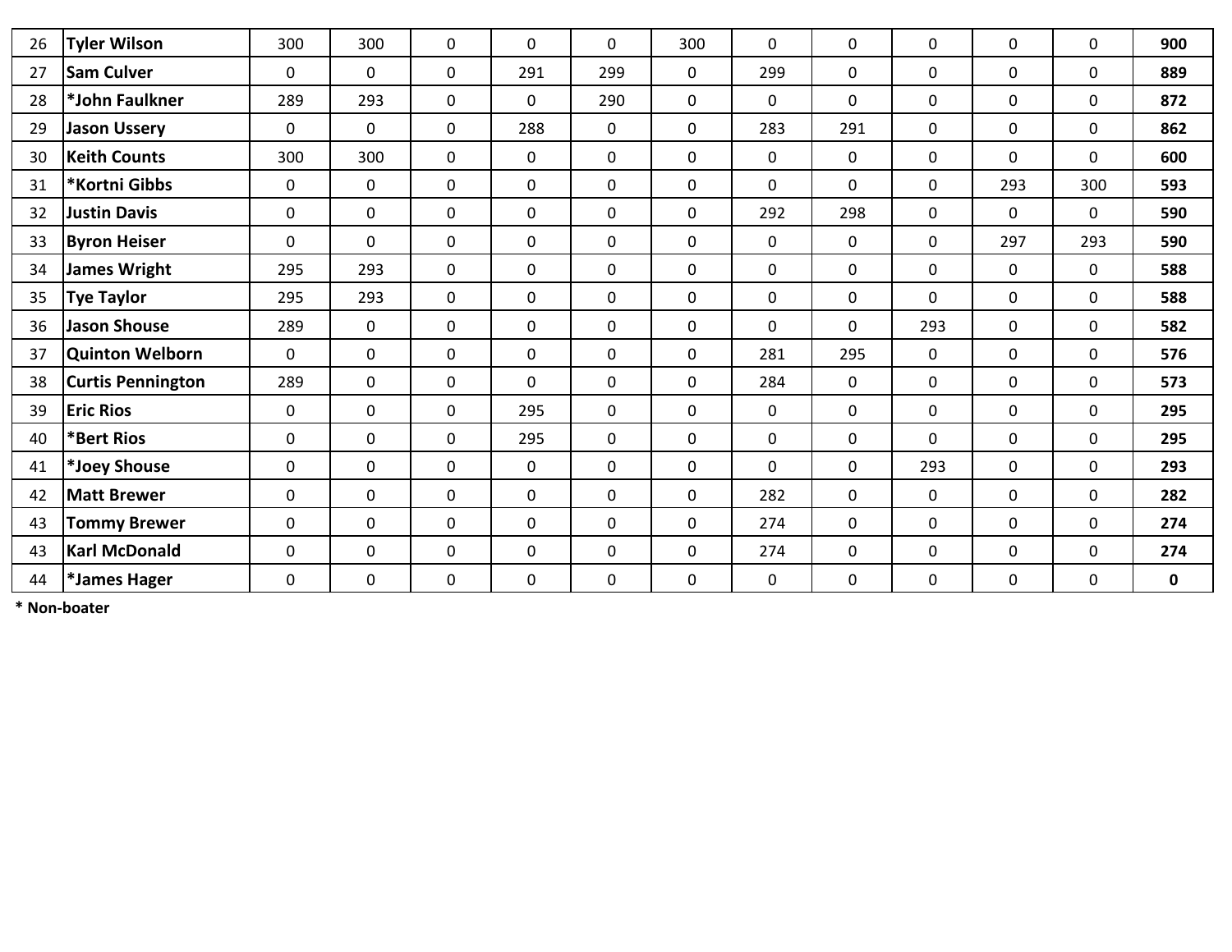| | | | | | | | | | | | | | |
|---|---|---|---|---|---|---|---|---|---|---|---|---|---|
| 26 | **Tyler Wilson** | 300 | 300 | 0 | 0 | 0 | 300 | 0 | 0 | 0 | 0 | 0 | **900** |
| 27 | **Sam Culver** | 0 | 0 | 0 | 291 | 299 | 0 | 299 | 0 | 0 | 0 | 0 | **889** |
| 28 | ***John Faulkner** | 289 | 293 | 0 | 0 | 290 | 0 | 0 | 0 | 0 | 0 | 0 | **872** |
| 29 | **Jason Ussery** | 0 | 0 | 0 | 288 | 0 | 0 | 283 | 291 | 0 | 0 | 0 | **862** |
| 30 | **Keith Counts** | 300 | 300 | 0 | 0 | 0 | 0 | 0 | 0 | 0 | 0 | 0 | **600** |
| 31 | ***Kortni Gibbs** | 0 | 0 | 0 | 0 | 0 | 0 | 0 | 0 | 0 | 293 | 300 | **593** |
| 32 | **Justin Davis** | 0 | 0 | 0 | 0 | 0 | 0 | 292 | 298 | 0 | 0 | 0 | **590** |
| 33 | **Byron Heiser** | 0 | 0 | 0 | 0 | 0 | 0 | 0 | 0 | 0 | 297 | 293 | **590** |
| 34 | **James Wright** | 295 | 293 | 0 | 0 | 0 | 0 | 0 | 0 | 0 | 0 | 0 | **588** |
| 35 | **Tye Taylor** | 295 | 293 | 0 | 0 | 0 | 0 | 0 | 0 | 0 | 0 | 0 | **588** |
| 36 | **Jason Shouse** | 289 | 0 | 0 | 0 | 0 | 0 | 0 | 0 | 293 | 0 | 0 | **582** |
| 37 | **Quinton Welborn** | 0 | 0 | 0 | 0 | 0 | 0 | 281 | 295 | 0 | 0 | 0 | **576** |
| 38 | **Curtis Pennington** | 289 | 0 | 0 | 0 | 0 | 0 | 284 | 0 | 0 | 0 | 0 | **573** |
| 39 | **Eric Rios** | 0 | 0 | 0 | 295 | 0 | 0 | 0 | 0 | 0 | 0 | 0 | **295** |
| 40 | ***Bert Rios** | 0 | 0 | 0 | 295 | 0 | 0 | 0 | 0 | 0 | 0 | 0 | **295** |
| 41 | ***Joey Shouse** | 0 | 0 | 0 | 0 | 0 | 0 | 0 | 0 | 293 | 0 | 0 | **293** |
| 42 | **Matt Brewer** | 0 | 0 | 0 | 0 | 0 | 0 | 282 | 0 | 0 | 0 | 0 | **282** |
| 43 | **Tommy Brewer** | 0 | 0 | 0 | 0 | 0 | 0 | 274 | 0 | 0 | 0 | 0 | **274** |
| 43 | **Karl McDonald** | 0 | 0 | 0 | 0 | 0 | 0 | 274 | 0 | 0 | 0 | 0 | **274** |
| 44 | ***James Hager** | 0 | 0 | 0 | 0 | 0 | 0 | 0 | 0 | 0 | 0 | 0 | **0** |

**\* Non-boater**